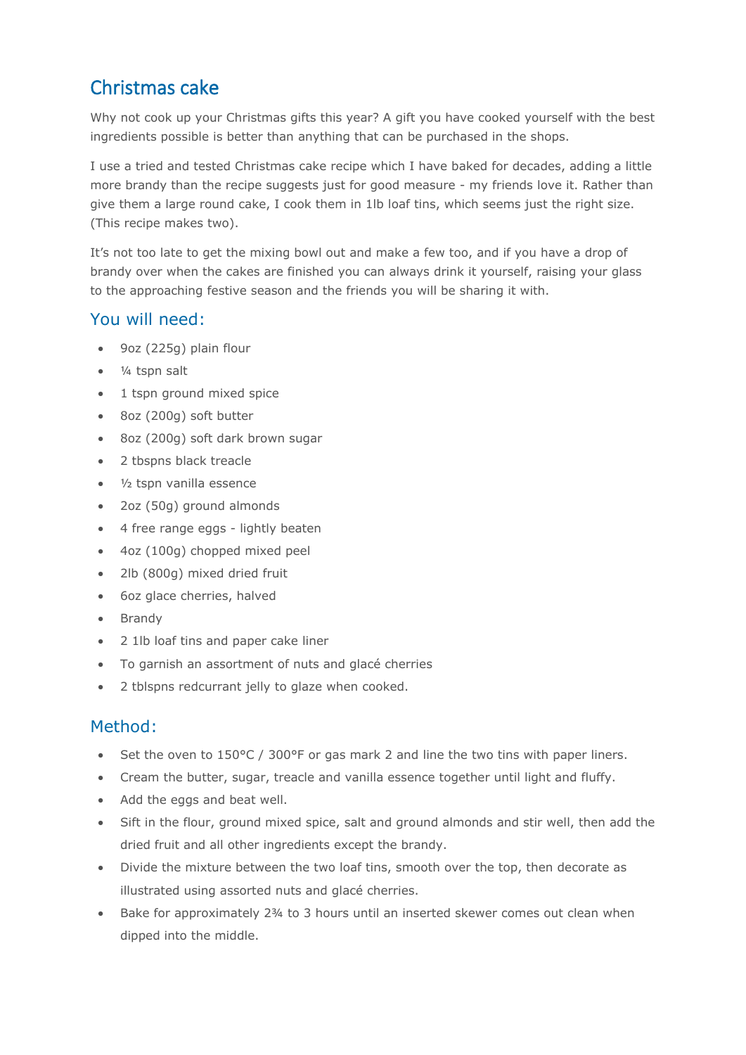# Christmas cake

Why not cook up your Christmas gifts this year? A gift you have cooked yourself with the best ingredients possible is better than anything that can be purchased in the shops.

I use a tried and tested Christmas cake recipe which I have baked for decades, adding a little more brandy than the recipe suggests just for good measure - my friends love it. Rather than give them a large round cake, I cook them in 1lb loaf tins, which seems just the right size. (This recipe makes two).

It's not too late to get the mixing bowl out and make a few too, and if you have a drop of brandy over when the cakes are finished you can always drink it yourself, raising your glass to the approaching festive season and the friends you will be sharing it with.

## You will need:

- 9oz (225g) plain flour
- ¼ tspn salt
- 1 tspn ground mixed spice
- 8oz (200g) soft butter
- 8oz (200g) soft dark brown sugar
- 2 tbspns black treacle
- ½ tspn vanilla essence
- 2oz (50g) ground almonds
- 4 free range eggs - lightly beaten
- 4oz (100g) chopped mixed peel
- 2lb (800g) mixed dried fruit
- 6oz glace cherries, halved
- Brandy
- 2 1lb loaf tins and paper cake liner
- To garnish an assortment of nuts and glacé cherries
- 2 tblspns redcurrant jelly to glaze when cooked.

## Method:

- Set the oven to 150°C / 300°F or gas mark 2 and line the two tins with paper liners.
- Cream the butter, sugar, treacle and vanilla essence together until light and fluffy.
- Add the eggs and beat well.
- Sift in the flour, ground mixed spice, salt and ground almonds and stir well, then add the dried fruit and all other ingredients except the brandy.
- Divide the mixture between the two loaf tins, smooth over the top, then decorate as illustrated using assorted nuts and glacé cherries.
- Bake for approximately 2¾ to 3 hours until an inserted skewer comes out clean when dipped into the middle.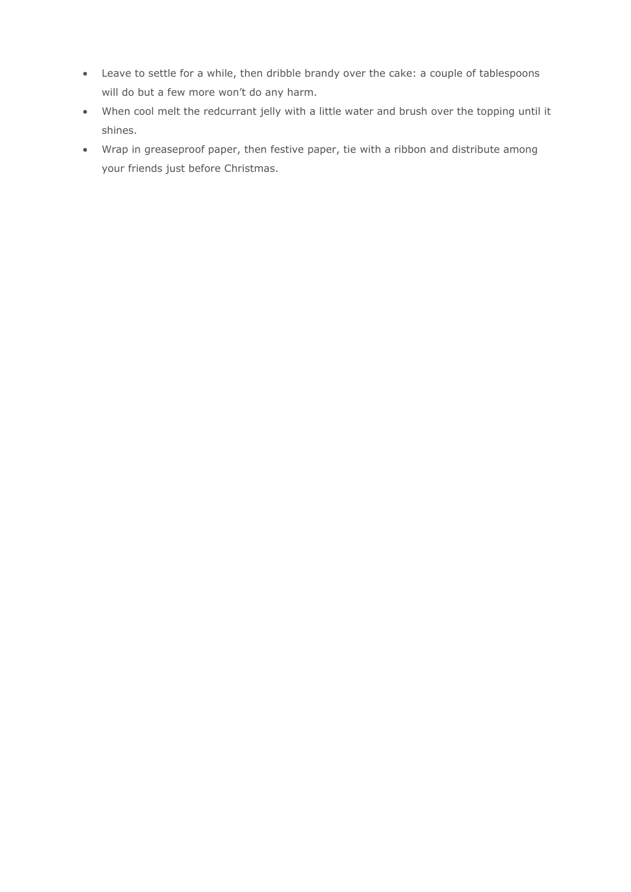- Leave to settle for a while, then dribble brandy over the cake: a couple of tablespoons will do but a few more won't do any harm.
- When cool melt the redcurrant jelly with a little water and brush over the topping until it shines.
- Wrap in greaseproof paper, then festive paper, tie with a ribbon and distribute among your friends just before Christmas.